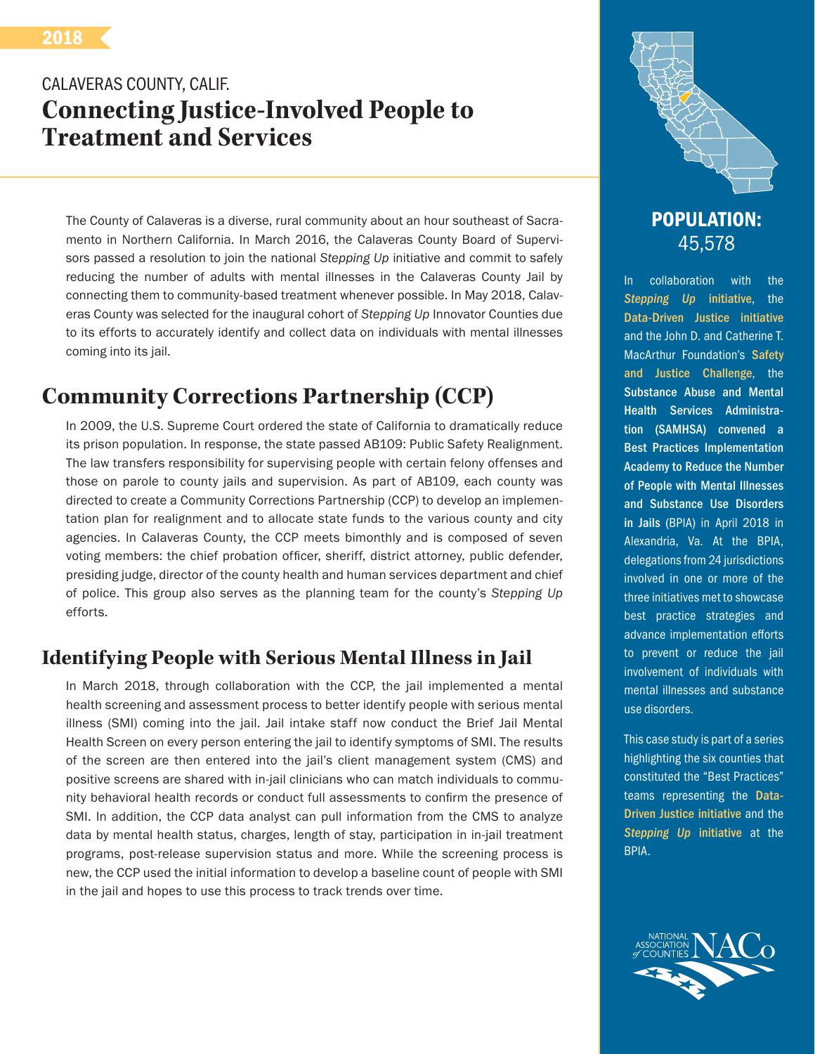2018

CALAVERAS COUNTY, CALIF.

# Connecting Justice-Involved People to Treatment and Services

The County of Calaveras is a diverse, rural community about an hour southeast of Sacramento in Northern California. In March 2016, the Calaveras County Board of Supervisors passed a resolution to join the national *Stepping Up* initiative and commit to safely reducing the number of adults with mental illnesses in the Calaveras County Jail by connecting them to community-based treatment whenever possible. In May 2018, Calaveras County was selected for the inaugural cohort of *Stepping Up* Innovator Counties due to its efforts to accurately identify and collect data on individuals with mental illnesses coming into its jail.

## Community Corrections Partnership (CCP)

In 2009, the U.S. Supreme Court ordered the state of California to dramatically reduce its prison population. In response, the state passed AB109: Public Safety Realignment. The law transfers responsibility for supervising people with certain felony offenses and those on parole to county jails and supervision. As part of AB109, each county was directed to create a Community Corrections Partnership (CCP) to develop an implementation plan for realignment and to allocate state funds to the various county and city agencies. In Calaveras County, the CCP meets bimonthly and is composed of seven voting members: the chief probation officer, sheriff, district attorney, public defender, presiding judge, director of the county health and human services department and chief of police. This group also serves as the planning team for the county's *Stepping Up* efforts.

### Identifying People with Serious Mental Illness in Jail

In March 2018, through collaboration with the CCP, the jail implemented a mental health screening and assessment process to better identify people with serious mental illness (SMI) coming into the jail. Jail intake staff now conduct the Brief Jail Mental Health Screen on every person entering the jail to identify symptoms of SMI. The results of the screen are then entered into the jail's client management system (CMS) and positive screens are shared with in-jail clinicians who can match individuals to community behavioral health records or conduct full assessments to confirm the presence of SMI. In addition, the CCP data analyst can pull information from the CMS to analyze data by mental health status, charges, length of stay, participation in in-jail treatment programs, post-release supervision status and more. While the screening process is new, the CCP used the initial information to develop a baseline count of people with SMI in the jail and hopes to use this process to track trends over time.

**POPULATION:**
45,578

In collaboration with the *Stepping Up* initiative, the Data-Driven Justice initiative and the John D. and Catherine T. MacArthur Foundation's Safety and Justice Challenge, the **Substance Abuse and Mental Health Services Administration (SAMHSA) convened a Best Practices Implementation Academy to Reduce the Number of People with Mental Illnesses and Substance Use Disorders in Jails** (BPIA) in April 2018 in Alexandria, Va. At the BPIA, delegations from 24 jurisdictions involved in one or more of the three initiatives met to showcase best practice strategies and advance implementation efforts to prevent or reduce the jail involvement of individuals with mental illnesses and substance use disorders.

This case study is part of a series highlighting the six counties that constituted the "Best Practices" teams representing the Data-Driven Justice initiative and the *Stepping Up* initiative at the BPIA.

NATIONAL ASSOCIATION of COUNTIES NACo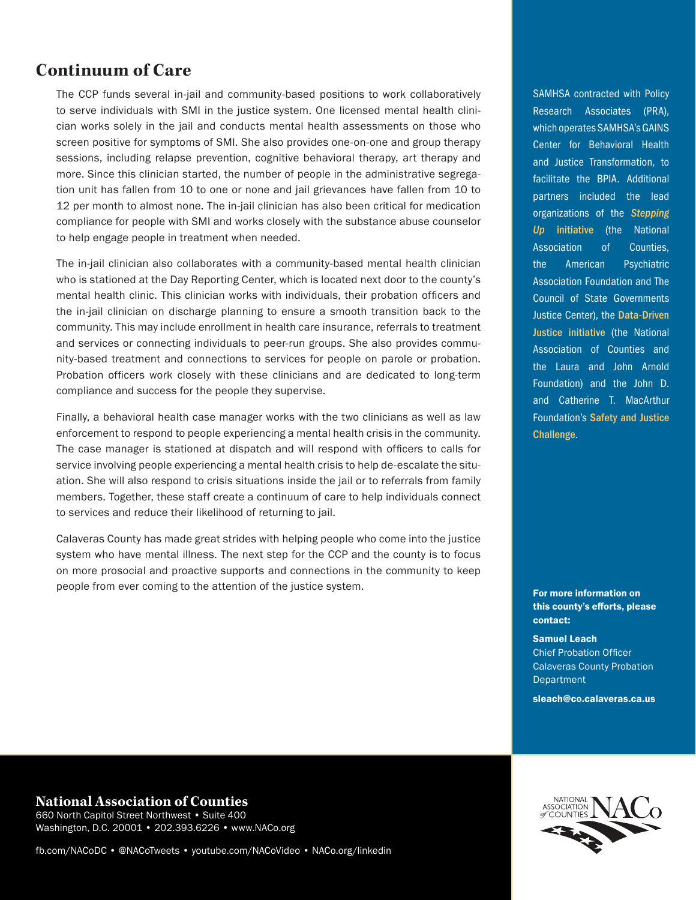## Continuum of Care

The CCP funds several in-jail and community-based positions to work collaboratively to serve individuals with SMI in the justice system. One licensed mental health clinician works solely in the jail and conducts mental health assessments on those who screen positive for symptoms of SMI. She also provides one-on-one and group therapy sessions, including relapse prevention, cognitive behavioral therapy, art therapy and more. Since this clinician started, the number of people in the administrative segregation unit has fallen from 10 to one or none and jail grievances have fallen from 10 to 12 per month to almost none. The in-jail clinician has also been critical for medication compliance for people with SMI and works closely with the substance abuse counselor to help engage people in treatment when needed.

The in-jail clinician also collaborates with a community-based mental health clinician who is stationed at the Day Reporting Center, which is located next door to the county's mental health clinic. This clinician works with individuals, their probation officers and the in-jail clinician on discharge planning to ensure a smooth transition back to the community. This may include enrollment in health care insurance, referrals to treatment and services or connecting individuals to peer-run groups. She also provides community-based treatment and connections to services for people on parole or probation. Probation officers work closely with these clinicians and are dedicated to long-term compliance and success for the people they supervise.

Finally, a behavioral health case manager works with the two clinicians as well as law enforcement to respond to people experiencing a mental health crisis in the community. The case manager is stationed at dispatch and will respond with officers to calls for service involving people experiencing a mental health crisis to help de-escalate the situation. She will also respond to crisis situations inside the jail or to referrals from family members. Together, these staff create a continuum of care to help individuals connect to services and reduce their likelihood of returning to jail.

Calaveras County has made great strides with helping people who come into the justice system who have mental illness. The next step for the CCP and the county is to focus on more prosocial and proactive supports and connections in the community to keep people from ever coming to the attention of the justice system.

SAMHSA contracted with Policy Research Associates (PRA), which operates SAMHSA's GAINS Center for Behavioral Health and Justice Transformation, to facilitate the BPIA. Additional partners included the lead organizations of the ***Stepping Up* initiative** (the National Association of Counties, the American Psychiatric Association Foundation and The Council of State Governments Justice Center), the **Data-Driven Justice initiative** (the National Association of Counties and the Laura and John Arnold Foundation) and the John D. and Catherine T. MacArthur Foundation's **Safety and Justice Challenge**.

**For more information on this county's efforts, please contact:**

**Samuel Leach**
Chief Probation Officer
Calaveras County Probation Department

**sleach@co.calaveras.ca.us**

**National Association of Counties**
660 North Capitol Street Northwest • Suite 400
Washington, D.C. 20001 • 202.393.6226 • www.NACo.org

fb.com/NACoDC • @NACoTweets • youtube.com/NACoVideo • NACo.org/linkedin

NATIONAL ASSOCIATION of COUNTIES NACo